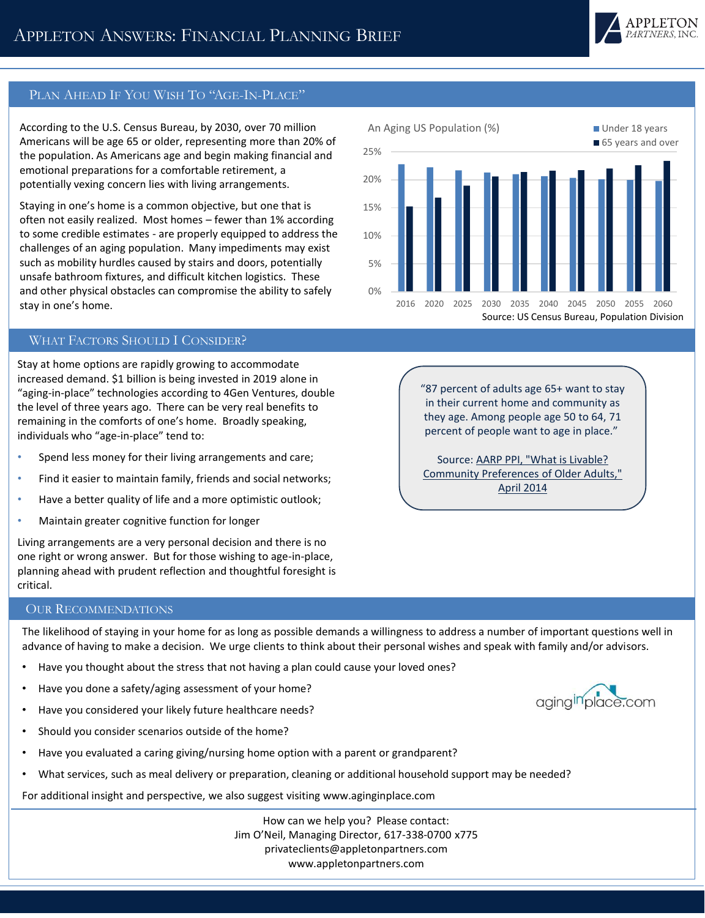# Appleton Answers: Financial Planning Brief

## Plan Ahead If You Wish To "Age-In-Place"

According to the U.S. Census Bureau, by 2030, over 70 million Americans will be age 65 or older, representing more than 20% of the population. As Americans age and begin making financial and emotional preparations for a comfortable retirement, a potentially vexing concern lies with living arrangements.

Staying in one's home is a common objective, but one that is often not easily realized. Most homes – fewer than 1% according to some credible estimates - are properly equipped to address the challenges of an aging population. Many impediments may exist such as mobility hurdles caused by stairs and doors, potentially unsafe bathroom fixtures, and difficult kitchen logistics. These and other physical obstacles can compromise the ability to safely stay in one's home.

An Aging US Population (%)

Legend: Under 18 years; 65 years and over

Years shown: 2016, 2020, 2025, 2030, 2035, 2040, 2045, 2050, 2055, 2060 (y-axis 0%–25%)

Source: US Census Bureau, Population Division

## What Factors Should I Consider?

Stay at home options are rapidly growing to accommodate increased demand. $1 billion is being invested in 2019 alone in "aging-in-place" technologies according to 4Gen Ventures, double the level of three years ago. There can be very real benefits to remaining in the comforts of one's home. Broadly speaking, individuals who "age-in-place" tend to:

- Spend less money for their living arrangements and care;
- Find it easier to maintain family, friends and social networks;
- Have a better quality of life and a more optimistic outlook;
- Maintain greater cognitive function for longer

Living arrangements are a very personal decision and there is no one right or wrong answer. But for those wishing to age-in-place, planning ahead with prudent reflection and thoughtful foresight is critical.

> "87 percent of adults age 65+ want to stay in their current home and community as they age. Among people age 50 to 64, 71 percent of people want to age in place."
>
> Source: AARP PPI, "What is Livable? Community Preferences of Older Adults," April 2014

## Our Recommendations

The likelihood of staying in your home for as long as possible demands a willingness to address a number of important questions well in advance of having to make a decision. We urge clients to think about their personal wishes and speak with family and/or advisors.

- Have you thought about the stress that not having a plan could cause your loved ones?
- Have you done a safety/aging assessment of your home?
- Have you considered your likely future healthcare needs?
- Should you consider scenarios outside of the home?
- Have you evaluated a caring giving/nursing home option with a parent or grandparent?
- What services, such as meal delivery or preparation, cleaning or additional household support may be needed?

For additional insight and perspective, we also suggest visiting www.aginginplace.com

How can we help you? Please contact:
Jim O'Neil, Managing Director, 617-338-0700 x775
privateclients@appletonpartners.com
www.appletonpartners.com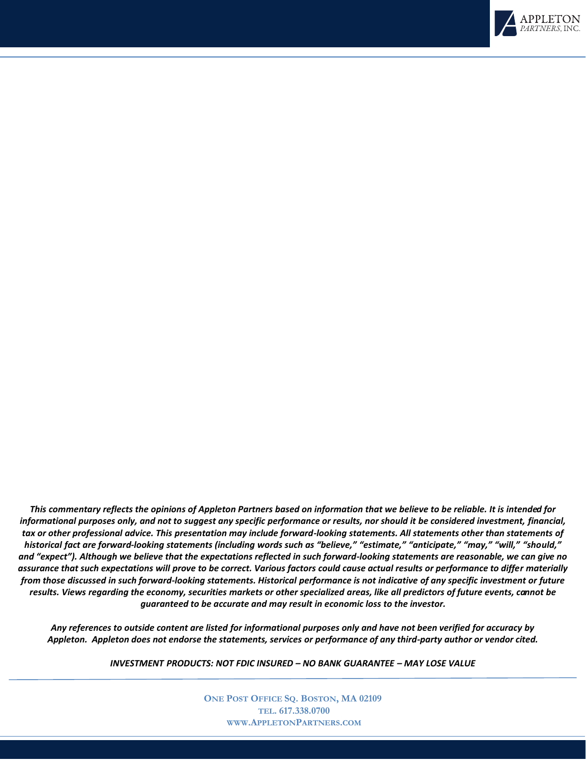*This commentary reflects the opinions of Appleton Partners based on information that we believe to be reliable. It is intended for informational purposes only, and not to suggest any specific performance or results, nor should it be considered investment, financial, tax or other professional advice. This presentation may include forward-looking statements. All statements other than statements of historical fact are forward-looking statements (including words such as "believe," "estimate," "anticipate," "may," "will," "should," and "expect"). Although we believe that the expectations reflected in such forward-looking statements are reasonable, we can give no assurance that such expectations will prove to be correct. Various factors could cause actual results or performance to differ materially from those discussed in such forward-looking statements. Historical performance is not indicative of any specific investment or future results. Views regarding the economy, securities markets or other specialized areas, like all predictors of future events, cannot be guaranteed to be accurate and may result in economic loss to the investor.*

*Any references to outside content are listed for informational purposes only and have not been verified for accuracy by Appleton. Appleton does not endorse the statements, services or performance of any third-party author or vendor cited.*

*INVESTMENT PRODUCTS: NOT FDIC INSURED – NO BANK GUARANTEE – MAY LOSE VALUE*

ONE POST OFFICE SQ. BOSTON, MA 02109
TEL. 617.338.0700
WWW.APPLETONPARTNERS.COM